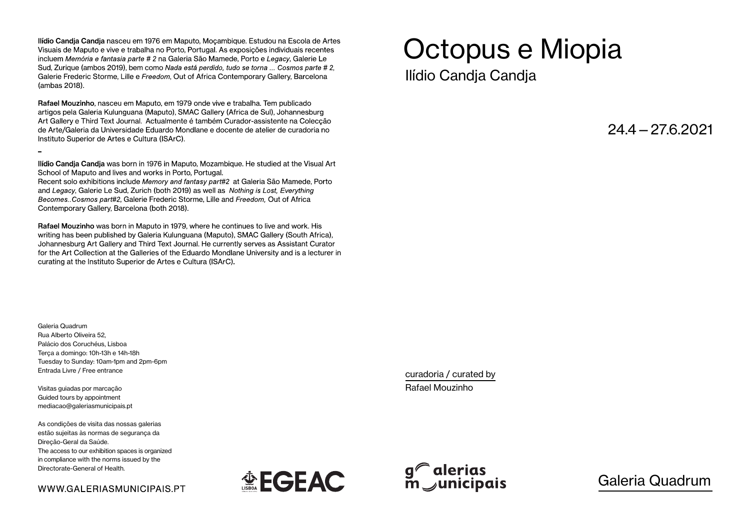# Octopus e Miopia

## Ilídio Candja Candja

24.4 – 27.6.2021

curadoria / curated by
Rafael Mouzinho

**Ilídio Candja Candja** nasceu em 1976 em Maputo, Moçambique. Estudou na Escola de Artes Visuais de Maputo e vive e trabalha no Porto, Portugal. As exposições individuais recentes incluem *Memória e fantasia parte # 2* na Galeria São Mamede, Porto e *Legacy*, Galerie Le Sud, Zurique (ambos 2019), bem como *Nada está perdido, tudo se torna ... Cosmos parte # 2*, Galerie Frederic Storme, Lille e *Freedom*, Out of Africa Contemporary Gallery, Barcelona (ambas 2018).

**Rafael Mouzinho**, nasceu em Maputo, em 1979 onde vive e trabalha. Tem publicado artigos pela Galeria Kulunguana (Maputo), SMAC Gallery (Africa de Sul), Johannesburg Art Gallery e Third Text Journal. Actualmente é também Curador-assistente na Colecção de Arte/Galeria da Universidade Eduardo Mondlane e docente de atelier de curadoria no Instituto Superior de Artes e Cultura (ISArC).

–

**Ilídio Candja Candja** was born in 1976 in Maputo, Mozambique. He studied at the Visual Art School of Maputo and lives and works in Porto, Portugal.
Recent solo exhibitions include *Memory and fantasy part#2* at Galeria São Mamede, Porto and *Legacy*, Galerie Le Sud, Zurich (both 2019) as well as *Nothing is Lost, Everything Becomes..Cosmos part#2*, Galerie Frederic Storme, Lille and *Freedom*, Out of Africa Contemporary Gallery, Barcelona (both 2018).

**Rafael Mouzinho** was born in Maputo in 1979, where he continues to live and work. His writing has been published by Galeria Kulunguana (Maputo), SMAC Gallery (South Africa), Johannesburg Art Gallery and Third Text Journal. He currently serves as Assistant Curator for the Art Collection at the Galleries of the Eduardo Mondlane University and is a lecturer in curating at the Instituto Superior de Artes e Cultura (ISArC).

Galeria Quadrum
Rua Alberto Oliveira 52,
Palácio dos Coruchéus, Lisboa
Terça a domingo: 10h-13h e 14h-18h
Tuesday to Sunday: 10am-1pm and 2pm-6pm
Entrada Livre / Free entrance

Visitas guiadas por marcação
Guided tours by appointment
mediacao@galeriasmunicipais.pt

As condições de visita das nossas galerias estão sujeitas às normas de segurança da Direção-Geral da Saúde.
The access to our exhibition spaces is organized in compliance with the norms issued by the Directorate-General of Health.

WWW.GALERIASMUNICIPAIS.PT

EGEAC

galerias municipais

Galeria Quadrum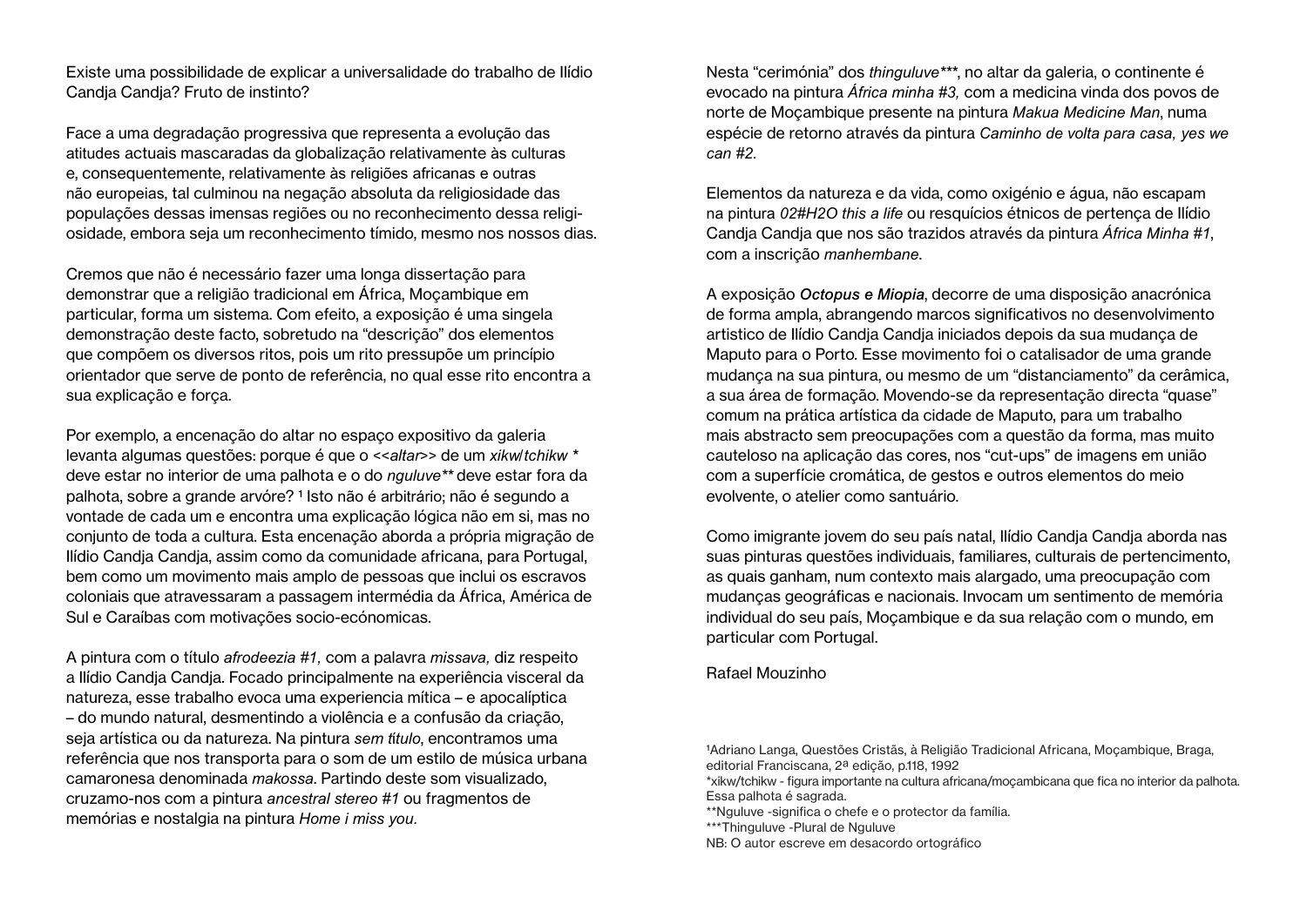Existe uma possibilidade de explicar a universalidade do trabalho de Ilídio Candja Candja? Fruto de instinto?

Face a uma degradação progressiva que representa a evolução das atitudes actuais mascaradas da globalização relativamente às culturas e, consequentemente, relativamente às religiões africanas e outras não europeias, tal culminou na negação absoluta da religiosidade das populações dessas imensas regiões ou no reconhecimento dessa religiosidade, embora seja um reconhecimento tímido, mesmo nos nossos dias.

Cremos que não é necessário fazer uma longa dissertação para demonstrar que a religião tradicional em África, Moçambique em particular, forma um sistema. Com efeito, a exposição é uma singela demonstração deste facto, sobretudo na "descrição" dos elementos que compõem os diversos ritos, pois um rito pressupõe um princípio orientador que serve de ponto de referência, no qual esse rito encontra a sua explicação e força.

Por exemplo, a encenação do altar no espaço expositivo da galeria levanta algumas questões: porque é que o <<*altar*>> de um *xikw/tchikw* * deve estar no interior de uma palhota e o do *nguluve*** deve estar fora da palhota, sobre a grande arvóre? [1] Isto não é arbitrário; não é segundo a vontade de cada um e encontra uma explicação lógica não em si, mas no conjunto de toda a cultura. Esta encenação aborda a própria migração de Ilídio Candja Candja, assim como da comunidade africana, para Portugal, bem como um movimento mais amplo de pessoas que inclui os escravos coloniais que atravessaram a passagem intermédia da África, América de Sul e Caraíbas com motivações socio-ecónomicas.

A pintura com o título *afrodeezia #1,* com a palavra *missava,* diz respeito a Ilídio Candja Candja. Focado principalmente na experiência visceral da natureza, esse trabalho evoca uma experiencia mítica – e apocalíptica – do mundo natural, desmentindo a violência e a confusão da criação, seja artística ou da natureza. Na pintura *sem título*, encontramos uma referência que nos transporta para o som de um estilo de música urbana camaronesa denominada *makossa*. Partindo deste som visualizado, cruzamo-nos com a pintura *ancestral stereo #1* ou fragmentos de memórias e nostalgia na pintura *Home i miss you.*

Nesta "cerimónia" dos *thinguluve****, no altar da galeria, o continente é evocado na pintura *África minha #3,* com a medicina vinda dos povos de norte de Moçambique presente na pintura *Makua Medicine Man*, numa espécie de retorno através da pintura *Caminho de volta para casa, yes we can #2.*

Elementos da natureza e da vida, como oxigénio e água, não escapam na pintura *02#H2O this a life* ou resquícios étnicos de pertença de Ilídio Candja Candja que nos são trazidos através da pintura *África Minha #1*, com a inscrição *manhembane*.

A exposição ***Octopus e Miopia***, decorre de uma disposição anacrónica de forma ampla, abrangendo marcos significativos no desenvolvimento artistico de Ilídio Candja Candja iniciados depois da sua mudança de Maputo para o Porto. Esse movimento foi o catalisador de uma grande mudança na sua pintura, ou mesmo de um "distanciamento" da cerâmica, a sua área de formação. Movendo-se da representação directa "quase" comum na prática artística da cidade de Maputo, para um trabalho mais abstracto sem preocupações com a questão da forma, mas muito cauteloso na aplicação das cores, nos "cut-ups" de imagens em união com a superfície cromática, de gestos e outros elementos do meio evolvente, o atelier como santuário.

Como imigrante jovem do seu país natal, Ilídio Candja Candja aborda nas suas pinturas questões individuais, familiares, culturais de pertencimento, as quais ganham, num contexto mais alargado, uma preocupação com mudanças geográficas e nacionais. Invocam um sentimento de memória individual do seu país, Moçambique e da sua relação com o mundo, em particular com Portugal.

Rafael Mouzinho

[1]Adriano Langa, Questões Cristãs, à Religião Tradicional Africana, Moçambique, Braga, editorial Franciscana, 2ª edição, p.118, 1992
*xikw/tchikw - figura importante na cultura africana/moçambicana que fica no interior da palhota. Essa palhota é sagrada.
**Nguluve -significa o chefe e o protector da família.
***Thinguluve -Plural de Nguluve
NB: O autor escreve em desacordo ortográfico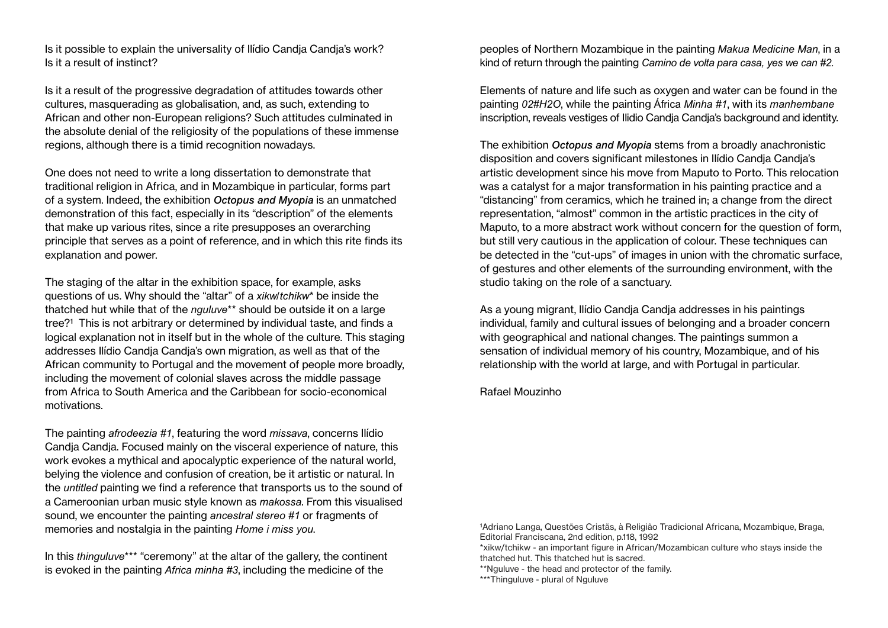Is it possible to explain the universality of Ilídio Candja Candja's work? Is it a result of instinct?

Is it a result of the progressive degradation of attitudes towards other cultures, masquerading as globalisation, and, as such, extending to African and other non-European religions? Such attitudes culminated in the absolute denial of the religiosity of the populations of these immense regions, although there is a timid recognition nowadays.

One does not need to write a long dissertation to demonstrate that traditional religion in Africa, and in Mozambique in particular, forms part of a system. Indeed, the exhibition ***Octopus and Myopia*** is an unmatched demonstration of this fact, especially in its "description" of the elements that make up various rites, since a rite presupposes an overarching principle that serves as a point of reference, and in which this rite finds its explanation and power.

The staging of the altar in the exhibition space, for example, asks questions of us. Why should the "altar" of a *xikw/tchikw*\* be inside the thatched hut while that of the *nguluve*\*\* should be outside it on a large tree?[1] This is not arbitrary or determined by individual taste, and finds a logical explanation not in itself but in the whole of the culture. This staging addresses Ilídio Candja Candja's own migration, as well as that of the African community to Portugal and the movement of people more broadly, including the movement of colonial slaves across the middle passage from Africa to South America and the Caribbean for socio-economical motivations.

The painting *afrodeezia #1*, featuring the word *missava*, concerns Ilídio Candja Candja. Focused mainly on the visceral experience of nature, this work evokes a mythical and apocalyptic experience of the natural world, belying the violence and confusion of creation, be it artistic or natural. In the *untitled* painting we find a reference that transports us to the sound of a Cameroonian urban music style known as *makossa*. From this visualised sound, we encounter the painting *ancestral stereo #1* or fragments of memories and nostalgia in the painting *Home i miss you*.

In this *thinguluve*\*\*\* "ceremony" at the altar of the gallery, the continent is evoked in the painting *Africa minha #3*, including the medicine of the peoples of Northern Mozambique in the painting *Makua Medicine Man*, in a kind of return through the painting *Camino de volta para casa, yes we can #2.*

Elements of nature and life such as oxygen and water can be found in the painting *02#H2O*, while the painting África *Minha #1*, with its *manhembane* inscription, reveals vestiges of Ilidio Candja Candja's background and identity.

The exhibition ***Octopus and Myopia*** stems from a broadly anachronistic disposition and covers significant milestones in Ilídio Candja Candja's artistic development since his move from Maputo to Porto. This relocation was a catalyst for a major transformation in his painting practice and a "distancing" from ceramics, which he trained in; a change from the direct representation, "almost" common in the artistic practices in the city of Maputo, to a more abstract work without concern for the question of form, but still very cautious in the application of colour. These techniques can be detected in the "cut-ups" of images in union with the chromatic surface, of gestures and other elements of the surrounding environment, with the studio taking on the role of a sanctuary.

As a young migrant, Ilídio Candja Candja addresses in his paintings individual, family and cultural issues of belonging and a broader concern with geographical and national changes. The paintings summon a sensation of individual memory of his country, Mozambique, and of his relationship with the world at large, and with Portugal in particular.

Rafael Mouzinho

[1] Adriano Langa, Questões Cristãs, à Religião Tradicional Africana, Mozambique, Braga, Editorial Franciscana, 2nd edition, p.118, 1992

\*xikw/tchikw - an important figure in African/Mozambican culture who stays inside the thatched hut. This thatched hut is sacred.

\*\*Nguluve - the head and protector of the family.

\*\*\*Thinguluve - plural of Nguluve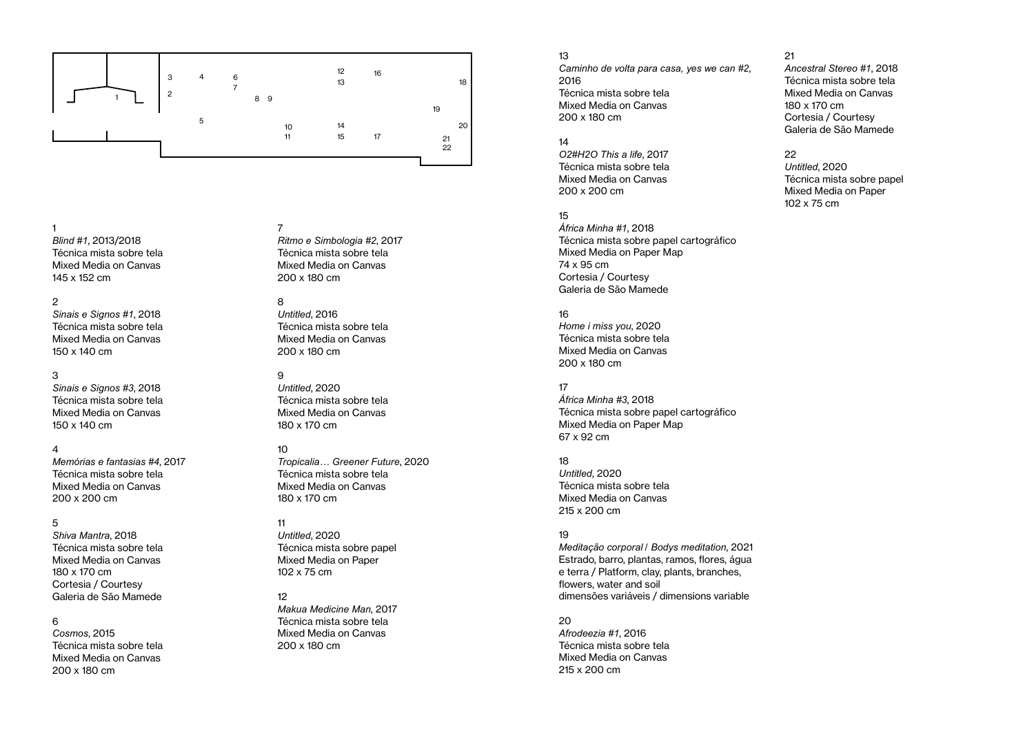1
*Blind #1*, 2013/2018
Técnica mista sobre tela
Mixed Media on Canvas
145 x 152 cm

2
*Sinais e Signos #1*, 2018
Técnica mista sobre tela
Mixed Media on Canvas
150 x 140 cm

3
*Sinais e Signos #3*, 2018
Técnica mista sobre tela
Mixed Media on Canvas
150 x 140 cm

4
*Memórias e fantasias #4*, 2017
Técnica mista sobre tela
Mixed Media on Canvas
200 x 200 cm

5
*Shiva Mantra*, 2018
Técnica mista sobre tela
Mixed Media on Canvas
180 x 170 cm
Cortesia / Courtesy
Galeria de São Mamede

6
*Cosmos*, 2015
Técnica mista sobre tela
Mixed Media on Canvas
200 x 180 cm

7
*Ritmo e Simbologia #2*, 2017
Técnica mista sobre tela
Mixed Media on Canvas
200 x 180 cm

8
*Untitled*, 2016
Técnica mista sobre tela
Mixed Media on Canvas
200 x 180 cm

9
*Untitled*, 2020
Técnica mista sobre tela
Mixed Media on Canvas
180 x 170 cm

10
*Tropicalia… Greener Future*, 2020
Técnica mista sobre tela
Mixed Media on Canvas
180 x 170 cm

11
*Untitled*, 2020
Técnica mista sobre papel
Mixed Media on Paper
102 x 75 cm

12
*Makua Medicine Man*, 2017
Técnica mista sobre tela
Mixed Media on Canvas
200 x 180 cm

13
*Caminho de volta para casa, yes we can #2*, 2016
Técnica mista sobre tela
Mixed Media on Canvas
200 x 180 cm

14
*O2#H2O This a life*, 2017
Técnica mista sobre tela
Mixed Media on Canvas
200 x 200 cm

15
*África Minha #1*, 2018
Técnica mista sobre papel cartográfico
Mixed Media on Paper Map
74 x 95 cm
Cortesia / Courtesy
Galeria de São Mamede

16
*Home i miss you*, 2020
Técnica mista sobre tela
Mixed Media on Canvas
200 x 180 cm

17
*África Minha #3*, 2018
Técnica mista sobre papel cartográfico
Mixed Media on Paper Map
67 x 92 cm

18
*Untitled*, 2020
Técnica mista sobre tela
Mixed Media on Canvas
215 x 200 cm

19
*Meditação corporal* / *Bodys meditation*, 2021
Estrado, barro, plantas, ramos, flores, água e terra / Platform, clay, plants, branches, flowers, water and soil
dimensões variáveis / dimensions variable

20
*Afrodeezia #1*, 2016
Técnica mista sobre tela
Mixed Media on Canvas
215 x 200 cm

21
*Ancestral Stereo #1*, 2018
Técnica mista sobre tela
Mixed Media on Canvas
180 x 170 cm
Cortesia / Courtesy
Galeria de São Mamede

22
*Untitled*, 2020
Técnica mista sobre papel
Mixed Media on Paper
102 x 75 cm